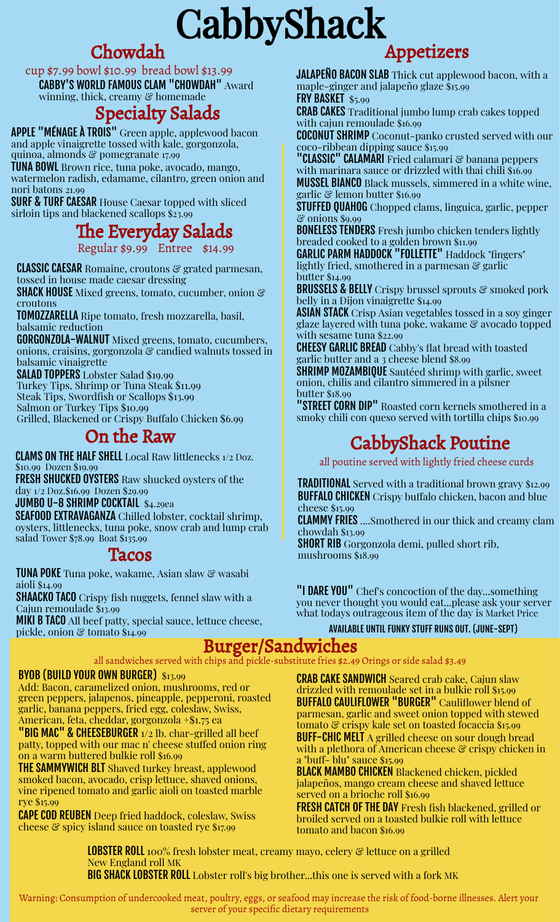# CabbyShack

## Chowdah

cup $7.99 bowl $10.99 bread bowl $13.99

**CABBY'S WORLD FAMOUS CLAM "CHOWDAH"** Award winning, thick, creamy & homemade

## Specialty Salads

**APPLE "MÉNAGE À TROIS"** Green apple, applewood bacon and apple vinaigrette tossed with kale, gorgonzola, quinoa, almonds & pomegranate 17.99

**TUNA BOWL** Brown rice, tuna poke, avocado, mango, watermelon radish, edamame, cilantro, green onion and nori batons 21.99

**SURF & TURF CAESAR** House Caesar topped with sliced sirloin tips and blackened scallops $23.99

## The Everyday Salads

Regular $9.99 Entree $14.99

**CLASSIC CAESAR** Romaine, croutons & grated parmesan, tossed in house made caesar dressing

**SHACK HOUSE** Mixed greens, tomato, cucumber, onion & croutons

**TOMOZZARELLA** Ripe tomato, fresh mozzarella, basil, balsamic reduction

**GORGONZOLA-WALNUT** Mixed greens, tomato, cucumbers, onions, craisins, gorgonzola & candied walnuts tossed in balsamic vinaigrette

**SALAD TOPPERS** Lobster Salad $19.99
Turkey Tips, Shrimp or Tuna Steak $11.99
Steak Tips, Swordfish or Scallops $13.99
Salmon or Turkey Tips $10.99
Grilled, Blackened or Crispy Buffalo Chicken $6.99

## On the Raw

**CLAMS ON THE HALF SHELL** Local Raw littlenecks 1/2 Doz. $10.99 Dozen $19.99

**FRESH SHUCKED OYSTERS** Raw shucked oysters of the day 1/2 Doz.$16.99 Dozen $29.99

**JUMBO U-8 SHRIMP COCKTAIL** $4.29ea

**SEAFOOD EXTRAVAGANZA** Chilled lobster, cocktail shrimp, oysters, littlenecks, tuna poke, snow crab and lump crab salad Tower $78.99 Boat $135.99

## Tacos

**TUNA POKE** Tuna poke, wakame, Asian slaw & wasabi aioli $14.99

**SHAACKO TACO** Crispy fish nuggets, fennel slaw with a Cajun remoulade $13.99

**MIKI B TACO** All beef patty, special sauce, lettuce cheese, pickle, onion & tomato $14.99

## Appetizers

**JALAPEÑO BACON SLAB** Thick cut applewood bacon, with a maple-ginger and jalapeño glaze $15.99

**FRY BASKET** $5.99

**CRAB CAKES** Traditional jumbo lump crab cakes topped with cajun remoulade $16.99

**COCONUT SHRIMP** Coconut-panko crusted served with our coco-ribbean dipping sauce $15.99

**"CLASSIC" CALAMARI** Fried calamari & banana peppers with marinara sauce or drizzled with thai chili $16.99

**MUSSEL BIANCO** Black mussels, simmered in a white wine, garlic & lemon butter $16.99

**STUFFED QUAHOG** Chopped clams, linguica, garlic, pepper & onions $9.99

**BONELESS TENDERS** Fresh jumbo chicken tenders lightly breaded cooked to a golden brown $11.99

**GARLIC PARM HADDOCK "FOLLETTE"** Haddock "fingers" lightly fried, smothered in a parmesan & garlic butter $14.99

**BRUSSELS & BELLY** Crispy brussel sprouts & smoked pork belly in a Dijon vinaigrette $14.99

**ASIAN STACK** Crisp Asian vegetables tossed in a soy ginger glaze layered with tuna poke, wakame & avocado topped with sesame tuna $22.99

**CHEESY GARLIC BREAD** Cabby's flat bread with toasted garlic butter and a 3 cheese blend $8.99

**SHRIMP MOZAMBIQUE** Sautéed shrimp with garlic, sweet onion, chilis and cilantro simmered in a pilsner butter $18.99

**"STREET CORN DIP"** Roasted corn kernels smothered in a smoky chili con queso served with tortilla chips $10.99

## CabbyShack Poutine

all poutine served with lightly fried cheese curds

**TRADITIONAL** Served with a traditional brown gravy $12.99

**BUFFALO CHICKEN** Crispy buffalo chicken, bacon and blue cheese $15.99

**CLAMMY FRIES** ....Smothered in our thick and creamy clam chowdah $13.99

**SHORT RIB** Gorgonzola demi, pulled short rib, mushrooms $18.99

**"I DARE YOU"** Chef's concoction of the day...something you never thought you would eat...please ask your server what todays outrageous item of the day is Market Price

**AVAILABLE UNTIL FUNKY STUFF RUNS OUT. (JUNE-SEPT)**

## Burger/Sandwiches

all sandwiches served with chips and pickle-substitute fries $2.49 Orings or side salad $3.49

**BYOB (BUILD YOUR OWN BURGER)** $13.99
Add: Bacon, caramelized onion, mushrooms, red or green peppers, jalapenos, pineapple, pepperoni, roasted garlic, banana peppers, fried egg, coleslaw, Swiss, American, feta, cheddar, gorgonzola +$1.75 ea

**"BIG MAC" & CHEESEBURGER** 1/2 lb. char-grilled all beef patty, topped with our mac n' cheese stuffed onion ring on a warm buttered bulkie roll $16.99

**THE SAMMYWICH BLT** Shaved turkey breast, applewood smoked bacon, avocado, crisp lettuce, shaved onions, vine ripened tomato and garlic aioli on toasted marble rye $15.99

**CAPE COD REUBEN** Deep fried haddock, coleslaw, Swiss cheese & spicy island sauce on toasted rye $17.99

**CRAB CAKE SANDWICH** Seared crab cake, Cajun slaw drizzled with remoulade set in a bulkie roll $15.99

**BUFFALO CAULIFLOWER "BURGER"** Cauliflower blend of parmesan, garlic and sweet onion topped with stewed tomato & crispy kale set on toasted focaccia $15.99

**BUFF-CHIC MELT** A grilled cheese on sour dough bread with a plethora of American cheese & crispy chicken in a "buff- blu" sauce $15.99

**BLACK MAMBO CHICKEN** Blackened chicken, pickled jalapeños, mango cream cheese and shaved lettuce served on a brioche roll $16.99

**FRESH CATCH OF THE DAY** Fresh fish blackened, grilled or broiled served on a toasted bulkie roll with lettuce tomato and bacon $16.99

**LOBSTER ROLL** 100% fresh lobster meat, creamy mayo, celery & lettuce on a grilled New England roll MK

**BIG SHACK LOBSTER ROLL** Lobster roll's big brother...this one is served with a fork MK

Warning: Consumption of undercooked meat, poultry, eggs, or seafood may increase the risk of food-borne illnesses. Alert your server of your specific dietary requirements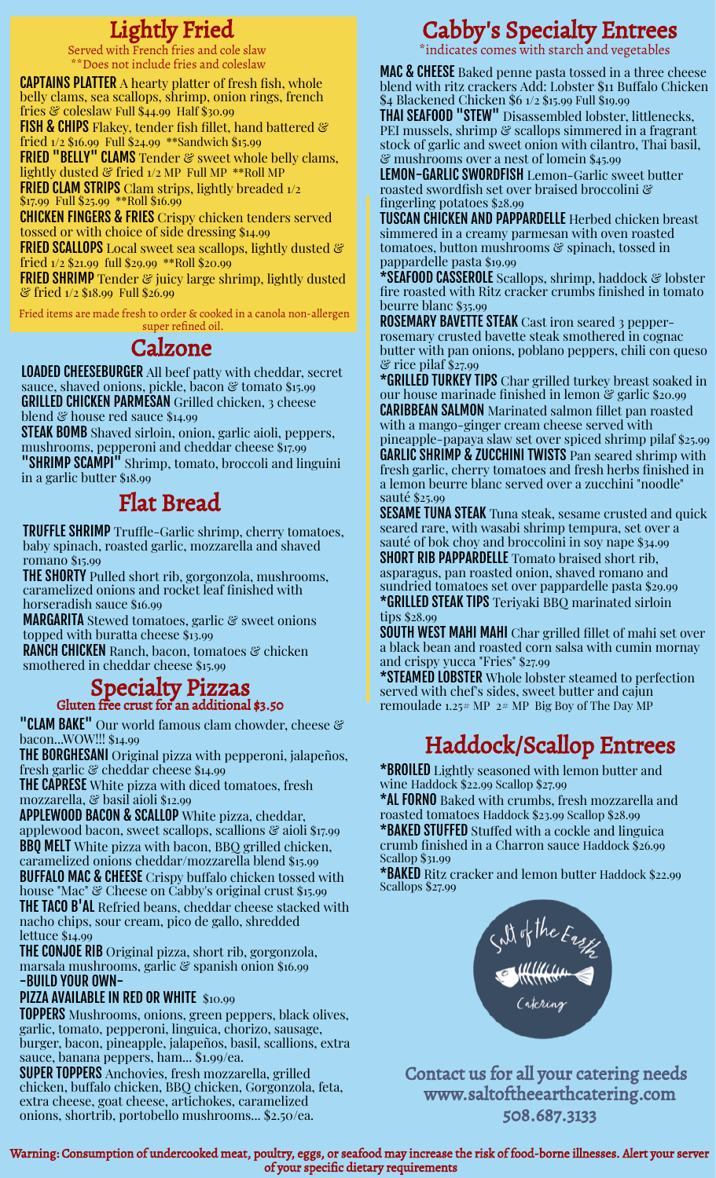## Lightly Fried

Served with French fries and cole slaw
**Does not include fries and coleslaw

**CAPTAINS PLATTER** A hearty platter of fresh fish, whole belly clams, sea scallops, shrimp, onion rings, french fries & coleslaw Full $44.99 Half $30.99

**FISH & CHIPS** Flakey, tender fish fillet, hand battered & fried 1/2 $16.99 Full $24.99 **Sandwich $15.99

**FRIED "BELLY" CLAMS** Tender & sweet whole belly clams, lightly dusted & fried 1/2 MP Full MP **Roll MP

**FRIED CLAM STRIPS** Clam strips, lightly breaded 1/2 $17.99 Full $25.99 **Roll $16.99

**CHICKEN FINGERS & FRIES** Crispy chicken tenders served tossed or with choice of side dressing $14.99

**FRIED SCALLOPS** Local sweet sea scallops, lightly dusted & fried 1/2 $21.99 full $29.99 **Roll $20.99

**FRIED SHRIMP** Tender & juicy large shrimp, lightly dusted & fried 1/2 $18.99 Full $26.99

Fried items are made fresh to order & cooked in a canola non-allergen super refined oil.

## Calzone

**LOADED CHEESEBURGER** All beef patty with cheddar, secret sauce, shaved onions, pickle, bacon & tomato $15.99

**GRILLED CHICKEN PARMESAN** Grilled chicken, 3 cheese blend & house red sauce $14.99

**STEAK BOMB** Shaved sirloin, onion, garlic aioli, peppers, mushrooms, pepperoni and cheddar cheese $17.99

**"SHRIMP SCAMPI"** Shrimp, tomato, broccoli and linguini in a garlic butter $18.99

## Flat Bread

**TRUFFLE SHRIMP** Truffle-Garlic shrimp, cherry tomatoes, baby spinach, roasted garlic, mozzarella and shaved romano $15.99

**THE SHORTY** Pulled short rib, gorgonzola, mushrooms, caramelized onions and rocket leaf finished with horseradish sauce $16.99

**MARGARITA** Stewed tomatoes, garlic & sweet onions topped with buratta cheese $13.99

**RANCH CHICKEN** Ranch, bacon, tomatoes & chicken smothered in cheddar cheese $15.99

## Specialty Pizzas

Gluten free crust for an additional $3.50

**"CLAM BAKE"** Our world famous clam chowder, cheese & bacon...WOW!!! $14.99

**THE BORGHESANI** Original pizza with pepperoni, jalapeños, fresh garlic & cheddar cheese $14.99

**THE CAPRESE** White pizza with diced tomatoes, fresh mozzarella, & basil aioli $12.99

**APPLEWOOD BACON & SCALLOP** White pizza, cheddar, applewood bacon, sweet scallops, scallions & aioli $17.99

**BBQ MELT** White pizza with bacon, BBQ grilled chicken, caramelized onions cheddar/mozzarella blend $15.99

**BUFFALO MAC & CHEESE** Crispy buffalo chicken tossed with house "Mac" & Cheese on Cabby's original crust $15.99

**THE TACO B'AL** Refried beans, cheddar cheese stacked with nacho chips, sour cream, pico de gallo, shredded lettuce $14.99

**THE CONJOE RIB** Original pizza, short rib, gorgonzola, marsala mushrooms, garlic & spanish onion $16.99

**-BUILD YOUR OWN-**

**PIZZA AVAILABLE IN RED OR WHITE** $10.99

**TOPPERS** Mushrooms, onions, green peppers, black olives, garlic, tomato, pepperoni, linguica, chorizo, sausage, burger, bacon, pineapple, jalapeños, basil, scallions, extra sauce, banana peppers, ham... $1.99/ea.

**SUPER TOPPERS** Anchovies, fresh mozzarella, grilled chicken, buffalo chicken, BBQ chicken, Gorgonzola, feta, extra cheese, goat cheese, artichokes, caramelized onions, shortrib, portobello mushrooms... $2.50/ea.

## Cabby's Specialty Entrees

*indicates comes with starch and vegetables

**MAC & CHEESE** Baked penne pasta tossed in a three cheese blend with ritz crackers Add: Lobster $11 Buffalo Chicken $4 Blackened Chicken $6 1/2 $15.99 Full $19.99

**THAI SEAFOOD "STEW"** Disassembled lobster, littlenecks, PEI mussels, shrimp & scallops simmered in a fragrant stock of garlic and sweet onion with cilantro, Thai basil, & mushrooms over a nest of lomein $45.99

**LEMON-GARLIC SWORDFISH** Lemon-Garlic sweet butter roasted swordfish set over braised broccolini & fingerling potatoes $28.99

**TUSCAN CHICKEN AND PAPPARDELLE** Herbed chicken breast simmered in a creamy parmesan with oven roasted tomatoes, button mushrooms & spinach, tossed in pappardelle pasta $19.99

**\*SEAFOOD CASSEROLE** Scallops, shrimp, haddock & lobster fire roasted with Ritz cracker crumbs finished in tomato beurre blanc $35.99

**ROSEMARY BAVETTE STEAK** Cast iron seared 3 pepper-rosemary crusted bavette steak smothered in cognac butter with pan onions, poblano peppers, chili con queso & rice pilaf $27.99

**\*GRILLED TURKEY TIPS** Char grilled turkey breast soaked in our house marinade finished in lemon & garlic $20.99

**CARIBBEAN SALMON** Marinated salmon fillet pan roasted with a mango-ginger cream cheese served with pineapple-papaya slaw set over spiced shrimp pilaf $25.99

**GARLIC SHRIMP & ZUCCHINI TWISTS** Pan seared shrimp with fresh garlic, cherry tomatoes and fresh herbs finished in a lemon beurre blanc served over a zucchini "noodle" sauté $25.99

**SESAME TUNA STEAK** Tuna steak, sesame crusted and quick seared rare, with wasabi shrimp tempura, set over a sauté of bok choy and broccolini in soy nape $34.99

**SHORT RIB PAPPARDELLE** Tomato braised short rib, asparagus, pan roasted onion, shaved romano and sundried tomatoes set over pappardelle pasta $29.99

**\*GRILLED STEAK TIPS** Teriyaki BBQ marinated sirloin tips $28.99

**SOUTH WEST MAHI MAHI** Char grilled fillet of mahi set over a black bean and roasted corn salsa with cumin mornay and crispy yucca "Fries" $27.99

**\*STEAMED LOBSTER** Whole lobster steamed to perfection served with chef's sides, sweet butter and cajun remoulade 1.25# MP 2# MP Big Boy of The Day MP

## Haddock/Scallop Entrees

**\*BROILED** Lightly seasoned with lemon butter and wine Haddock $22.99 Scallop $27.99

**\*AL FORNO** Baked with crumbs, fresh mozzarella and roasted tomatoes Haddock $23.99 Scallop $28.99

**\*BAKED STUFFED** Stuffed with a cockle and linguica crumb finished in a Charron sauce Haddock $26.99 Scallop $31.99

**\*BAKED** Ritz cracker and lemon butter Haddock $22.99 Scallops $27.99

Salt of the Earth Catering

Contact us for all your catering needs
www.saltoftheearthcatering.com
508.687.3133

Warning: Consumption of undercooked meat, poultry, eggs, or seafood may increase the risk of food-borne illnesses. Alert your server of your specific dietary requirements